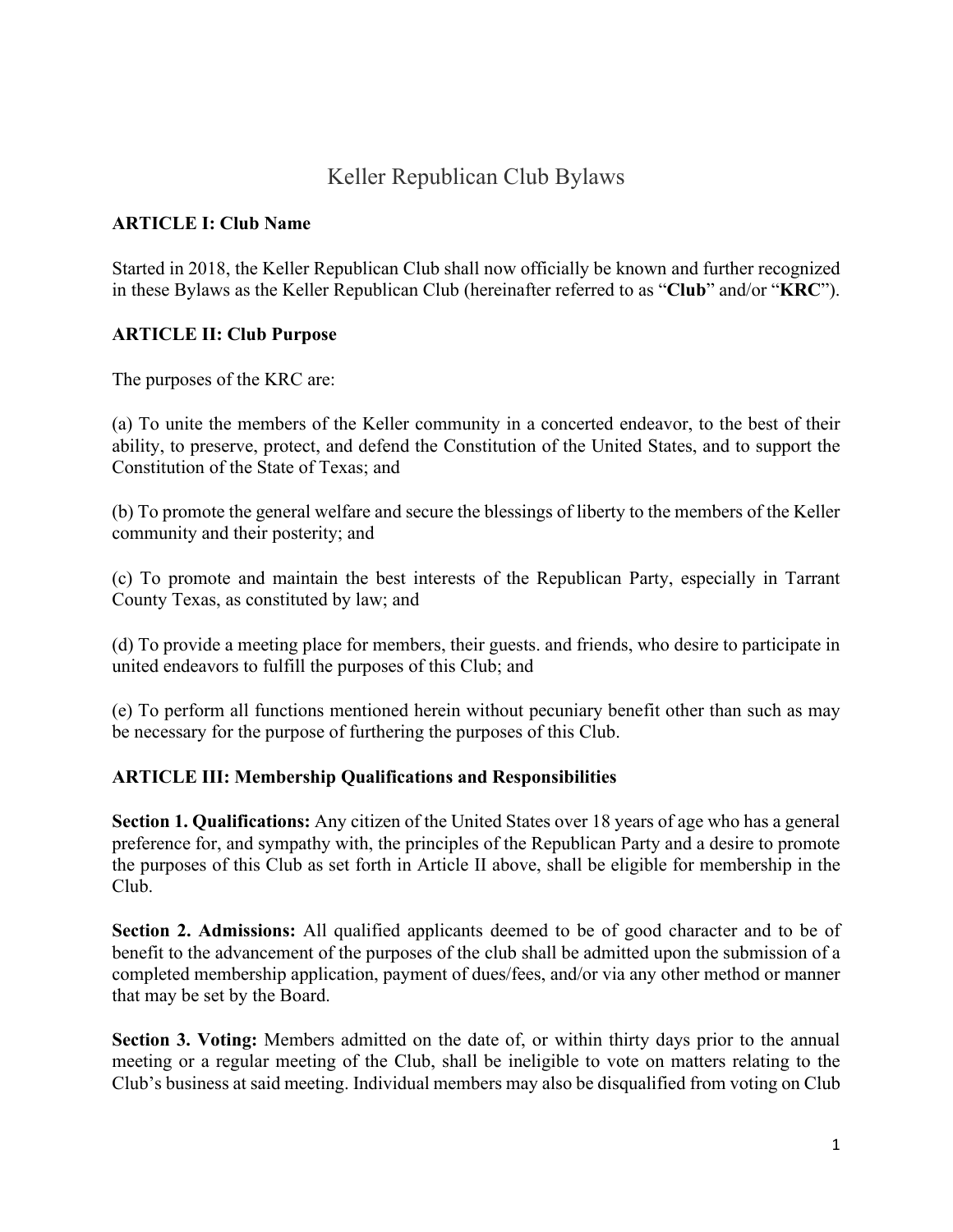# Keller Republican Club Bylaws

**ARTICLE I: Club Name**

Started in 2018, the Keller Republican Club shall now officially be known and further recognized in these Bylaws as the Keller Republican Club (hereinafter referred to as "**Club**" and/or "**KRC**").

**ARTICLE II: Club Purpose**

The purposes of the KRC are:

(a) To unite the members of the Keller community in a concerted endeavor, to the best of their ability, to preserve, protect, and defend the Constitution of the United States, and to support the Constitution of the State of Texas; and

(b) To promote the general welfare and secure the blessings of liberty to the members of the Keller community and their posterity; and

(c) To promote and maintain the best interests of the Republican Party, especially in Tarrant County Texas, as constituted by law; and

(d) To provide a meeting place for members, their guests. and friends, who desire to participate in united endeavors to fulfill the purposes of this Club; and

(e) To perform all functions mentioned herein without pecuniary benefit other than such as may be necessary for the purpose of furthering the purposes of this Club.

**ARTICLE III: Membership Qualifications and Responsibilities**

**Section 1. Qualifications:** Any citizen of the United States over 18 years of age who has a general preference for, and sympathy with, the principles of the Republican Party and a desire to promote the purposes of this Club as set forth in Article II above, shall be eligible for membership in the Club.

**Section 2. Admissions:** All qualified applicants deemed to be of good character and to be of benefit to the advancement of the purposes of the club shall be admitted upon the submission of a completed membership application, payment of dues/fees, and/or via any other method or manner that may be set by the Board.

**Section 3. Voting:** Members admitted on the date of, or within thirty days prior to the annual meeting or a regular meeting of the Club, shall be ineligible to vote on matters relating to the Club's business at said meeting. Individual members may also be disqualified from voting on Club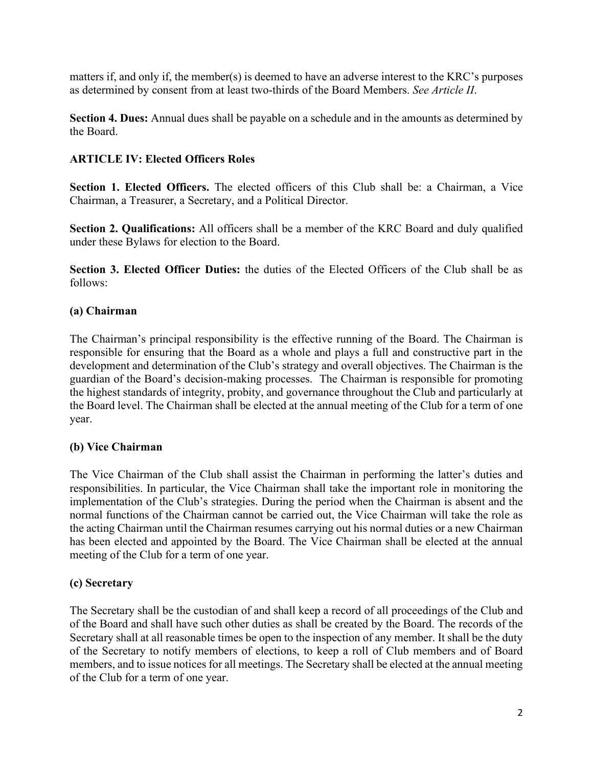matters if, and only if, the member(s) is deemed to have an adverse interest to the KRC's purposes as determined by consent from at least two-thirds of the Board Members. *See Article II*.

**Section 4. Dues:** Annual dues shall be payable on a schedule and in the amounts as determined by the Board.

## ARTICLE IV: Elected Officers Roles

**Section 1. Elected Officers.** The elected officers of this Club shall be: a Chairman, a Vice Chairman, a Treasurer, a Secretary, and a Political Director.

**Section 2. Qualifications:** All officers shall be a member of the KRC Board and duly qualified under these Bylaws for election to the Board.

**Section 3. Elected Officer Duties:** the duties of the Elected Officers of the Club shall be as follows:

### (a) Chairman

The Chairman's principal responsibility is the effective running of the Board. The Chairman is responsible for ensuring that the Board as a whole and plays a full and constructive part in the development and determination of the Club's strategy and overall objectives. The Chairman is the guardian of the Board's decision-making processes. The Chairman is responsible for promoting the highest standards of integrity, probity, and governance throughout the Club and particularly at the Board level. The Chairman shall be elected at the annual meeting of the Club for a term of one year.

### (b) Vice Chairman

The Vice Chairman of the Club shall assist the Chairman in performing the latter's duties and responsibilities. In particular, the Vice Chairman shall take the important role in monitoring the implementation of the Club's strategies. During the period when the Chairman is absent and the normal functions of the Chairman cannot be carried out, the Vice Chairman will take the role as the acting Chairman until the Chairman resumes carrying out his normal duties or a new Chairman has been elected and appointed by the Board. The Vice Chairman shall be elected at the annual meeting of the Club for a term of one year.

### (c) Secretary

The Secretary shall be the custodian of and shall keep a record of all proceedings of the Club and of the Board and shall have such other duties as shall be created by the Board. The records of the Secretary shall at all reasonable times be open to the inspection of any member. It shall be the duty of the Secretary to notify members of elections, to keep a roll of Club members and of Board members, and to issue notices for all meetings. The Secretary shall be elected at the annual meeting of the Club for a term of one year.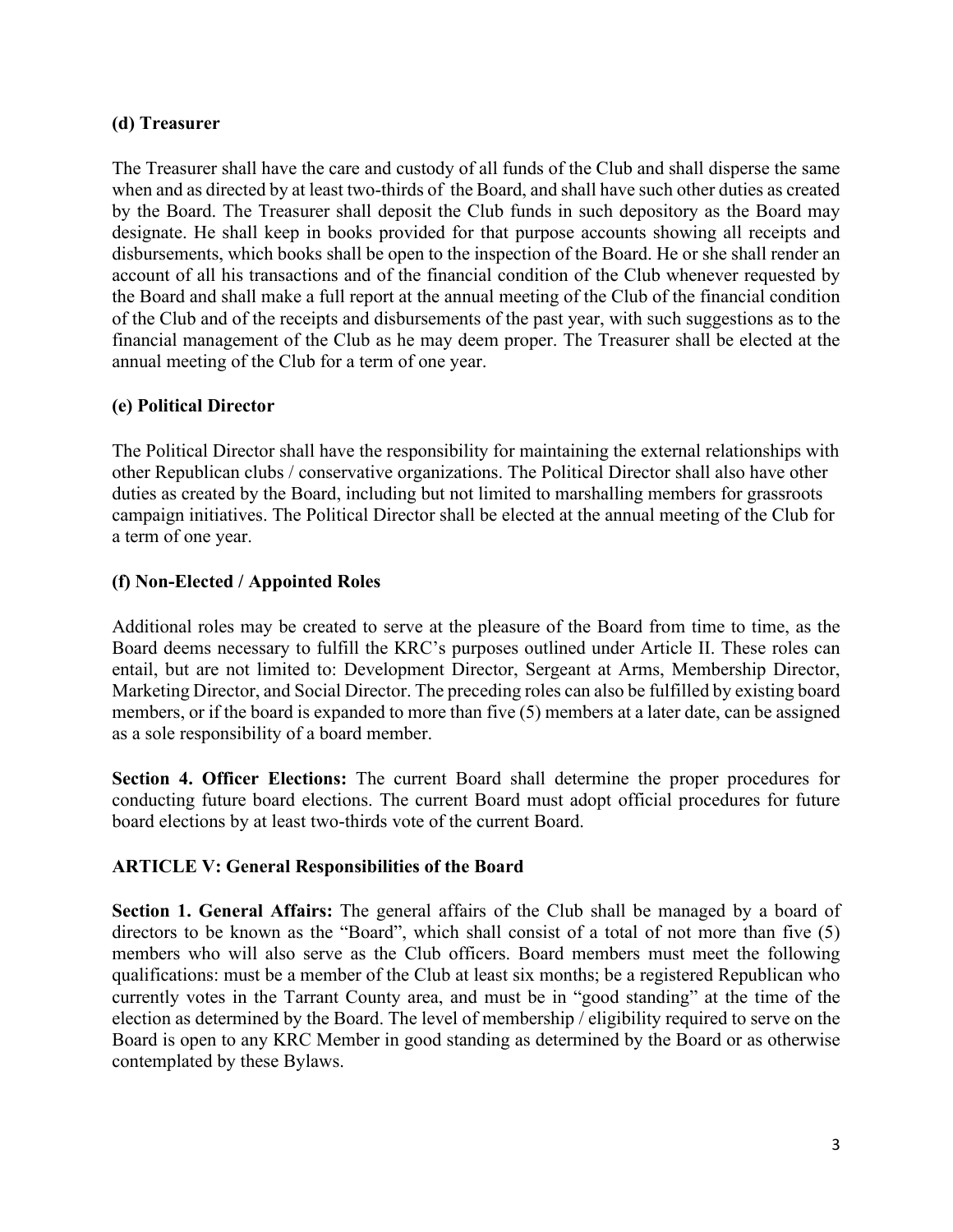**(d) Treasurer**

The Treasurer shall have the care and custody of all funds of the Club and shall disperse the same when and as directed by at least two-thirds of the Board, and shall have such other duties as created by the Board. The Treasurer shall deposit the Club funds in such depository as the Board may designate. He shall keep in books provided for that purpose accounts showing all receipts and disbursements, which books shall be open to the inspection of the Board. He or she shall render an account of all his transactions and of the financial condition of the Club whenever requested by the Board and shall make a full report at the annual meeting of the Club of the financial condition of the Club and of the receipts and disbursements of the past year, with such suggestions as to the financial management of the Club as he may deem proper. The Treasurer shall be elected at the annual meeting of the Club for a term of one year.

**(e) Political Director**

The Political Director shall have the responsibility for maintaining the external relationships with other Republican clubs / conservative organizations. The Political Director shall also have other duties as created by the Board, including but not limited to marshalling members for grassroots campaign initiatives. The Political Director shall be elected at the annual meeting of the Club for a term of one year.

**(f) Non-Elected / Appointed Roles**

Additional roles may be created to serve at the pleasure of the Board from time to time, as the Board deems necessary to fulfill the KRC's purposes outlined under Article II. These roles can entail, but are not limited to: Development Director, Sergeant at Arms, Membership Director, Marketing Director, and Social Director. The preceding roles can also be fulfilled by existing board members, or if the board is expanded to more than five (5) members at a later date, can be assigned as a sole responsibility of a board member.

**Section 4. Officer Elections:** The current Board shall determine the proper procedures for conducting future board elections. The current Board must adopt official procedures for future board elections by at least two-thirds vote of the current Board.

**ARTICLE V: General Responsibilities of the Board**

**Section 1. General Affairs:** The general affairs of the Club shall be managed by a board of directors to be known as the "Board", which shall consist of a total of not more than five (5) members who will also serve as the Club officers. Board members must meet the following qualifications: must be a member of the Club at least six months; be a registered Republican who currently votes in the Tarrant County area, and must be in "good standing" at the time of the election as determined by the Board. The level of membership / eligibility required to serve on the Board is open to any KRC Member in good standing as determined by the Board or as otherwise contemplated by these Bylaws.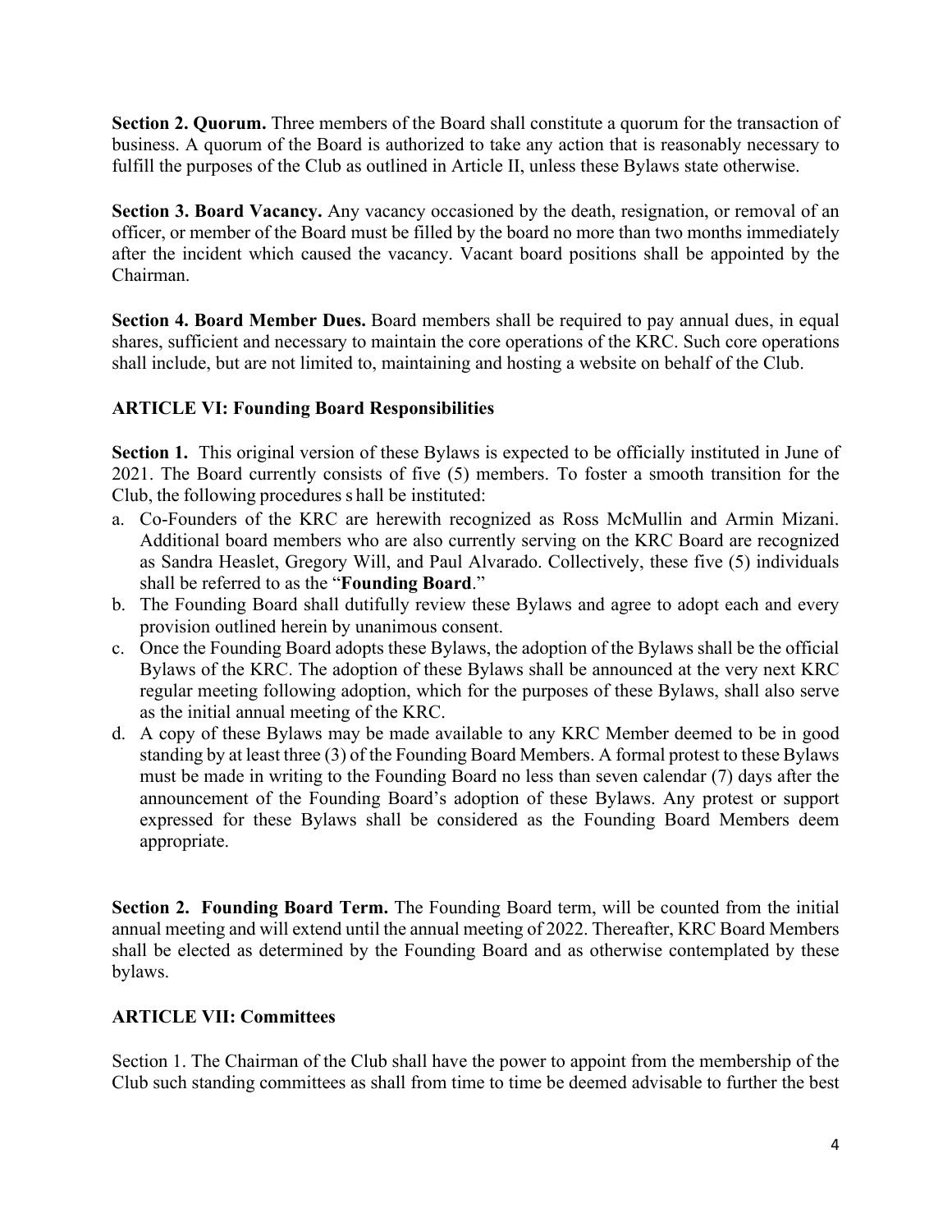**Section 2. Quorum.** Three members of the Board shall constitute a quorum for the transaction of business. A quorum of the Board is authorized to take any action that is reasonably necessary to fulfill the purposes of the Club as outlined in Article II, unless these Bylaws state otherwise.

**Section 3. Board Vacancy.** Any vacancy occasioned by the death, resignation, or removal of an officer, or member of the Board must be filled by the board no more than two months immediately after the incident which caused the vacancy. Vacant board positions shall be appointed by the Chairman.

**Section 4. Board Member Dues.** Board members shall be required to pay annual dues, in equal shares, sufficient and necessary to maintain the core operations of the KRC. Such core operations shall include, but are not limited to, maintaining and hosting a website on behalf of the Club.

### ARTICLE VI: Founding Board Responsibilities

**Section 1.** This original version of these Bylaws is expected to be officially instituted in June of 2021. The Board currently consists of five (5) members. To foster a smooth transition for the Club, the following procedures s hall be instituted:

a. Co-Founders of the KRC are herewith recognized as Ross McMullin and Armin Mizani. Additional board members who are also currently serving on the KRC Board are recognized as Sandra Heaslet, Gregory Will, and Paul Alvarado. Collectively, these five (5) individuals shall be referred to as the "**Founding Board**."
b. The Founding Board shall dutifully review these Bylaws and agree to adopt each and every provision outlined herein by unanimous consent.
c. Once the Founding Board adopts these Bylaws, the adoption of the Bylaws shall be the official Bylaws of the KRC. The adoption of these Bylaws shall be announced at the very next KRC regular meeting following adoption, which for the purposes of these Bylaws, shall also serve as the initial annual meeting of the KRC.
d. A copy of these Bylaws may be made available to any KRC Member deemed to be in good standing by at least three (3) of the Founding Board Members. A formal protest to these Bylaws must be made in writing to the Founding Board no less than seven calendar (7) days after the announcement of the Founding Board's adoption of these Bylaws. Any protest or support expressed for these Bylaws shall be considered as the Founding Board Members deem appropriate.

**Section 2. Founding Board Term.** The Founding Board term, will be counted from the initial annual meeting and will extend until the annual meeting of 2022. Thereafter, KRC Board Members shall be elected as determined by the Founding Board and as otherwise contemplated by these bylaws.

### ARTICLE VII: Committees

Section 1. The Chairman of the Club shall have the power to appoint from the membership of the Club such standing committees as shall from time to time be deemed advisable to further the best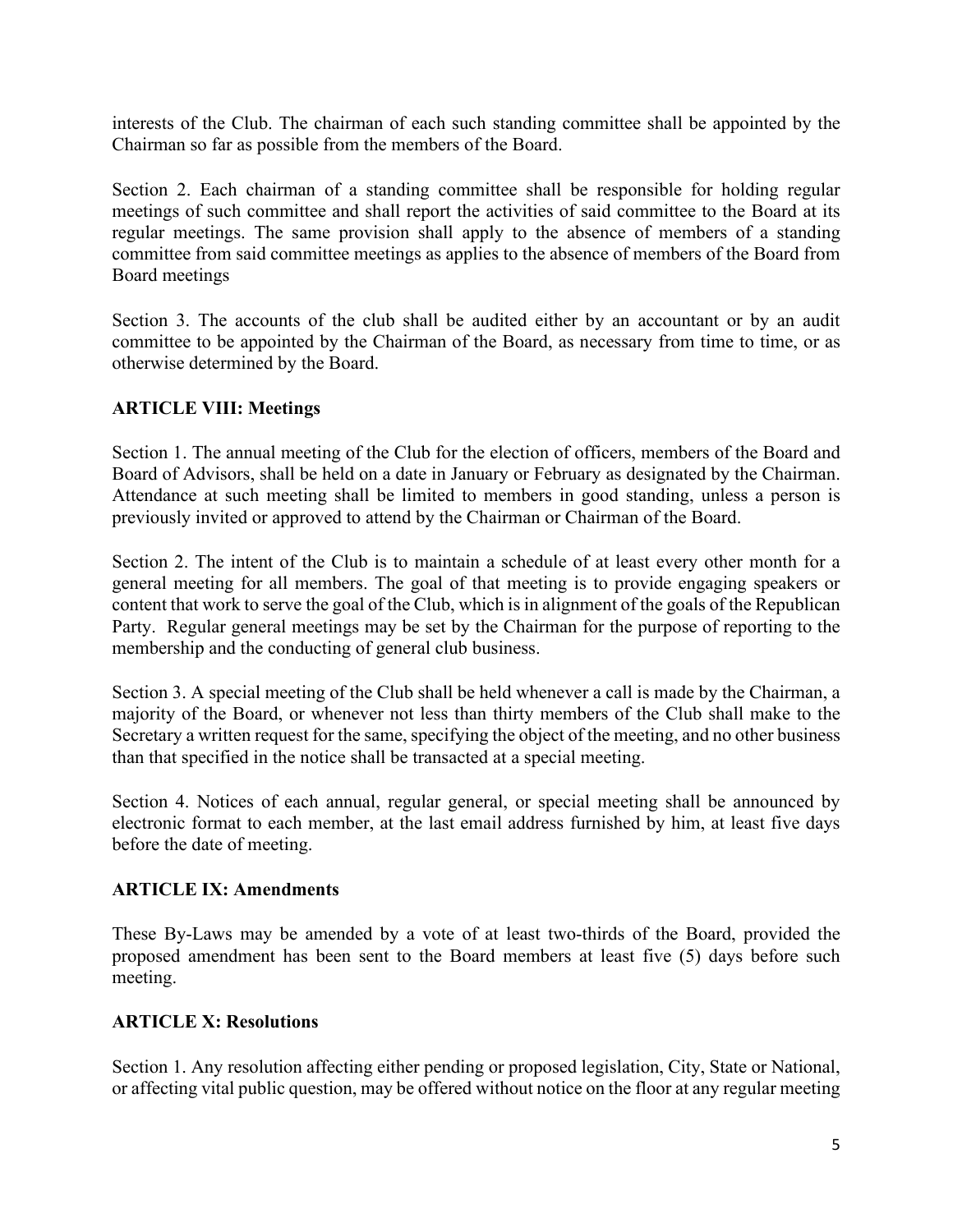interests of the Club. The chairman of each such standing committee shall be appointed by the Chairman so far as possible from the members of the Board.

Section 2. Each chairman of a standing committee shall be responsible for holding regular meetings of such committee and shall report the activities of said committee to the Board at its regular meetings. The same provision shall apply to the absence of members of a standing committee from said committee meetings as applies to the absence of members of the Board from Board meetings

Section 3. The accounts of the club shall be audited either by an accountant or by an audit committee to be appointed by the Chairman of the Board, as necessary from time to time, or as otherwise determined by the Board.

**ARTICLE VIII: Meetings**

Section 1. The annual meeting of the Club for the election of officers, members of the Board and Board of Advisors, shall be held on a date in January or February as designated by the Chairman. Attendance at such meeting shall be limited to members in good standing, unless a person is previously invited or approved to attend by the Chairman or Chairman of the Board.

Section 2. The intent of the Club is to maintain a schedule of at least every other month for a general meeting for all members. The goal of that meeting is to provide engaging speakers or content that work to serve the goal of the Club, which is in alignment of the goals of the Republican Party. Regular general meetings may be set by the Chairman for the purpose of reporting to the membership and the conducting of general club business.

Section 3. A special meeting of the Club shall be held whenever a call is made by the Chairman, a majority of the Board, or whenever not less than thirty members of the Club shall make to the Secretary a written request for the same, specifying the object of the meeting, and no other business than that specified in the notice shall be transacted at a special meeting.

Section 4. Notices of each annual, regular general, or special meeting shall be announced by electronic format to each member, at the last email address furnished by him, at least five days before the date of meeting.

**ARTICLE IX: Amendments**

These By-Laws may be amended by a vote of at least two-thirds of the Board, provided the proposed amendment has been sent to the Board members at least five (5) days before such meeting.

**ARTICLE X: Resolutions**

Section 1. Any resolution affecting either pending or proposed legislation, City, State or National, or affecting vital public question, may be offered without notice on the floor at any regular meeting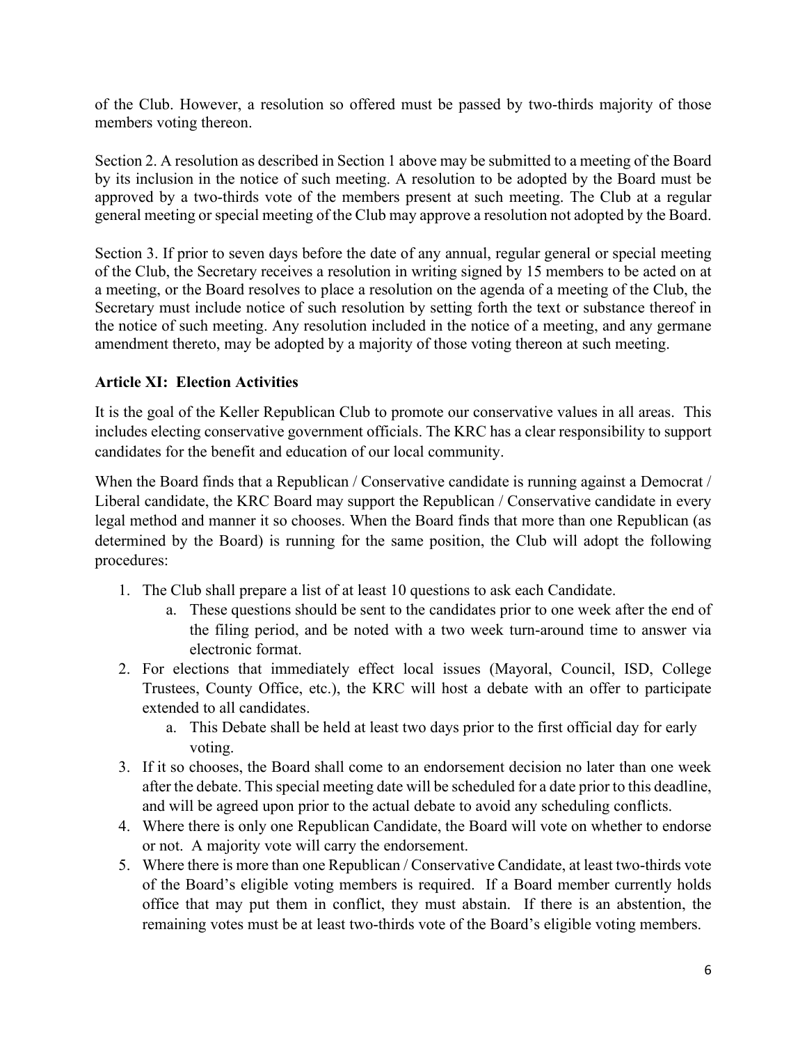of the Club. However, a resolution so offered must be passed by two-thirds majority of those members voting thereon.

Section 2. A resolution as described in Section 1 above may be submitted to a meeting of the Board by its inclusion in the notice of such meeting. A resolution to be adopted by the Board must be approved by a two-thirds vote of the members present at such meeting. The Club at a regular general meeting or special meeting of the Club may approve a resolution not adopted by the Board.

Section 3. If prior to seven days before the date of any annual, regular general or special meeting of the Club, the Secretary receives a resolution in writing signed by 15 members to be acted on at a meeting, or the Board resolves to place a resolution on the agenda of a meeting of the Club, the Secretary must include notice of such resolution by setting forth the text or substance thereof in the notice of such meeting. Any resolution included in the notice of a meeting, and any germane amendment thereto, may be adopted by a majority of those voting thereon at such meeting.

### Article XI: Election Activities

It is the goal of the Keller Republican Club to promote our conservative values in all areas. This includes electing conservative government officials. The KRC has a clear responsibility to support candidates for the benefit and education of our local community.

When the Board finds that a Republican / Conservative candidate is running against a Democrat / Liberal candidate, the KRC Board may support the Republican / Conservative candidate in every legal method and manner it so chooses. When the Board finds that more than one Republican (as determined by the Board) is running for the same position, the Club will adopt the following procedures:

1. The Club shall prepare a list of at least 10 questions to ask each Candidate.
   a. These questions should be sent to the candidates prior to one week after the end of the filing period, and be noted with a two week turn-around time to answer via electronic format.
2. For elections that immediately effect local issues (Mayoral, Council, ISD, College Trustees, County Office, etc.), the KRC will host a debate with an offer to participate extended to all candidates.
   a. This Debate shall be held at least two days prior to the first official day for early voting.
3. If it so chooses, the Board shall come to an endorsement decision no later than one week after the debate. This special meeting date will be scheduled for a date prior to this deadline, and will be agreed upon prior to the actual debate to avoid any scheduling conflicts.
4. Where there is only one Republican Candidate, the Board will vote on whether to endorse or not. A majority vote will carry the endorsement.
5. Where there is more than one Republican / Conservative Candidate, at least two-thirds vote of the Board's eligible voting members is required. If a Board member currently holds office that may put them in conflict, they must abstain. If there is an abstention, the remaining votes must be at least two-thirds vote of the Board's eligible voting members.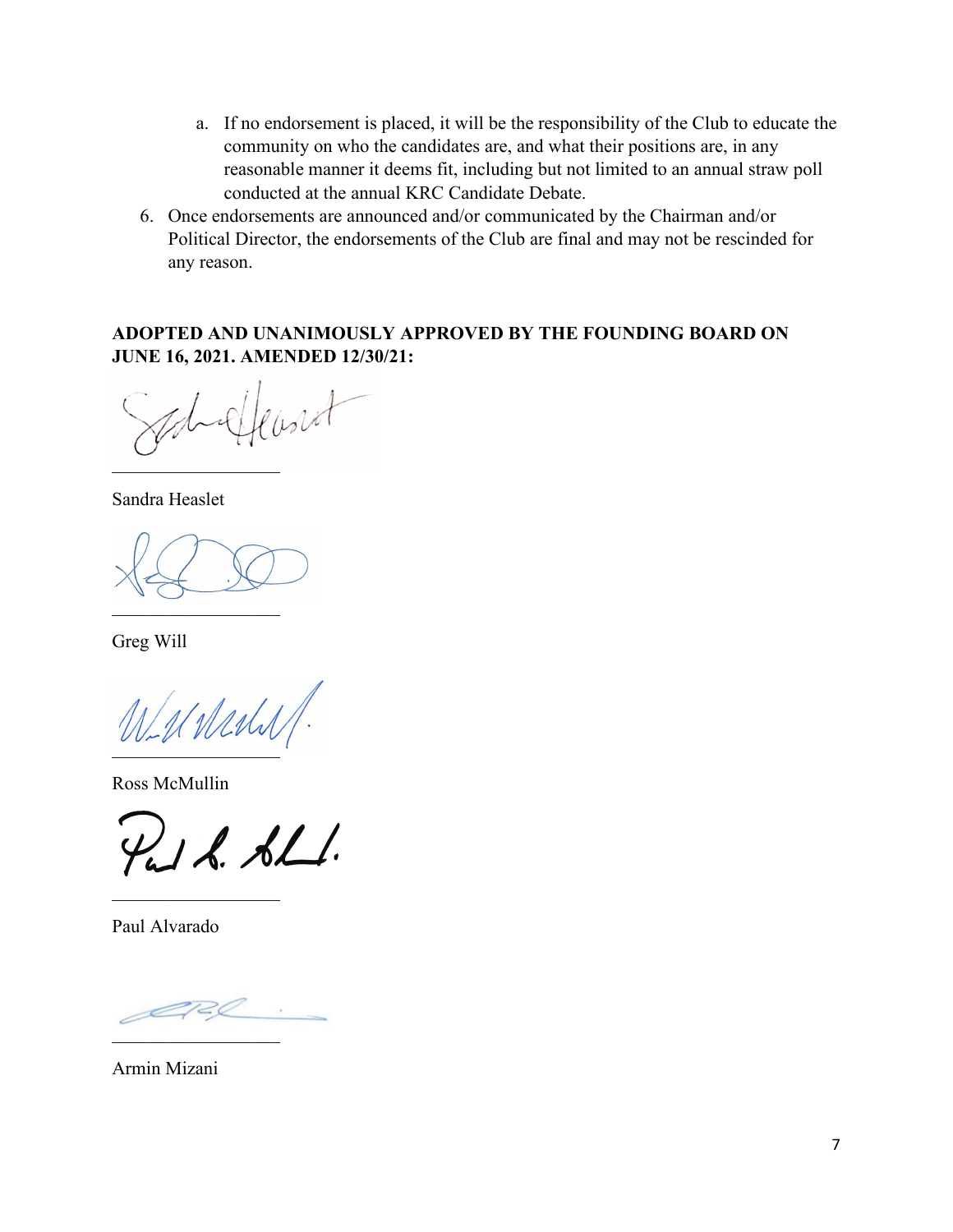a. If no endorsement is placed, it will be the responsibility of the Club to educate the community on who the candidates are, and what their positions are, in any reasonable manner it deems fit, including but not limited to an annual straw poll conducted at the annual KRC Candidate Debate.

6. Once endorsements are announced and/or communicated by the Chairman and/or Political Director, the endorsements of the Club are final and may not be rescinded for any reason.

**ADOPTED AND UNANIMOUSLY APPROVED BY THE FOUNDING BOARD ON JUNE 16, 2021. AMENDED 12/30/21:**

\_\_\_\_\_\_\_\_\_\_\_\_\_\_\_\_\_\_\_\_

Sandra Heaslet

\_\_\_\_\_\_\_\_\_\_\_\_\_\_\_\_\_\_\_\_

Greg Will

\_\_\_\_\_\_\_\_\_\_\_\_\_\_\_\_\_\_\_\_

Ross McMullin

\_\_\_\_\_\_\_\_\_\_\_\_\_\_\_\_\_\_\_\_

Paul Alvarado

\_\_\_\_\_\_\_\_\_\_\_\_\_\_\_\_\_\_\_\_

Armin Mizani